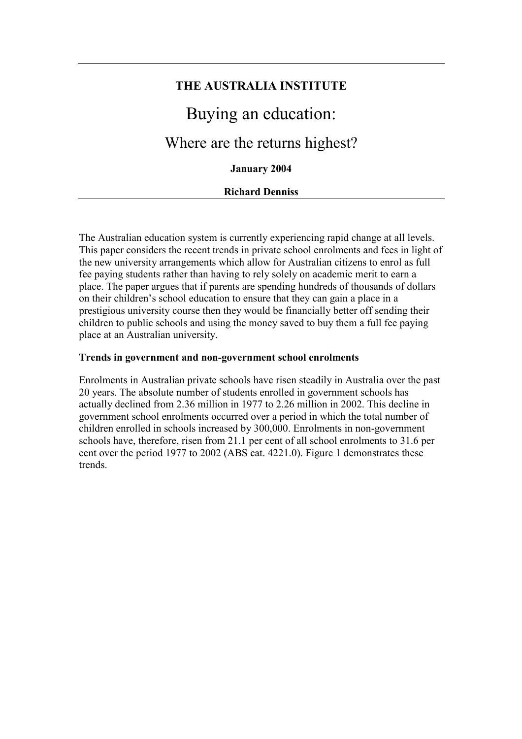**THE AUSTRALIA INSTITUTE**

# Buying an education:

## Where are the returns highest?

**January 2004**

**Richard Denniss**

---

The Australian education system is currently experiencing rapid change at all levels. This paper considers the recent trends in private school enrolments and fees in light of the new university arrangements which allow for Australian citizens to enrol as full fee paying students rather than having to rely solely on academic merit to earn a place. The paper argues that if parents are spending hundreds of thousands of dollars on their children's school education to ensure that they can gain a place in a prestigious university course then they would be financially better off sending their children to public schools and using the money saved to buy them a full fee paying place at an Australian university.

**Trends in government and non-government school enrolments**

Enrolments in Australian private schools have risen steadily in Australia over the past 20 years. The absolute number of students enrolled in government schools has actually declined from 2.36 million in 1977 to 2.26 million in 2002. This decline in government school enrolments occurred over a period in which the total number of children enrolled in schools increased by 300,000. Enrolments in non-government schools have, therefore, risen from 21.1 per cent of all school enrolments to 31.6 per cent over the period 1977 to 2002 (ABS cat. 4221.0). Figure 1 demonstrates these trends.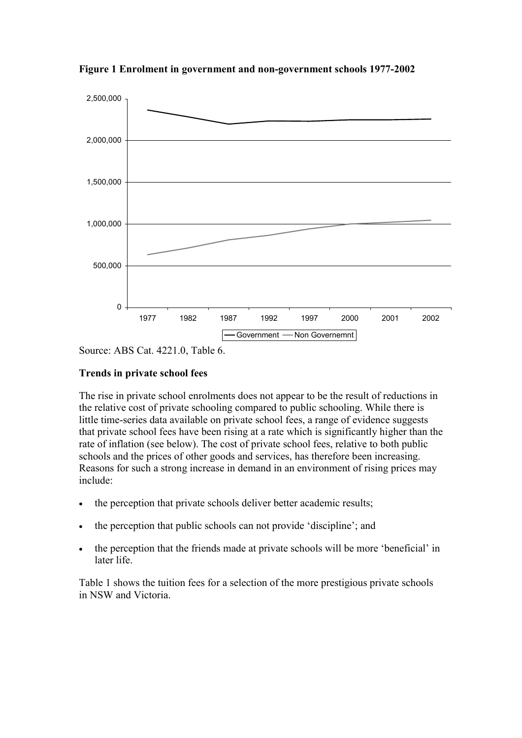**Figure 1 Enrolment in government and non-government schools 1977-2002**

Source: ABS Cat. 4221.0, Table 6.

**Trends in private school fees**

The rise in private school enrolments does not appear to be the result of reductions in the relative cost of private schooling compared to public schooling. While there is little time-series data available on private school fees, a range of evidence suggests that private school fees have been rising at a rate which is significantly higher than the rate of inflation (see below). The cost of private school fees, relative to both public schools and the prices of other goods and services, has therefore been increasing. Reasons for such a strong increase in demand in an environment of rising prices may include:

- the perception that private schools deliver better academic results;
- the perception that public schools can not provide 'discipline'; and
- the perception that the friends made at private schools will be more 'beneficial' in later life.

Table 1 shows the tuition fees for a selection of the more prestigious private schools in NSW and Victoria.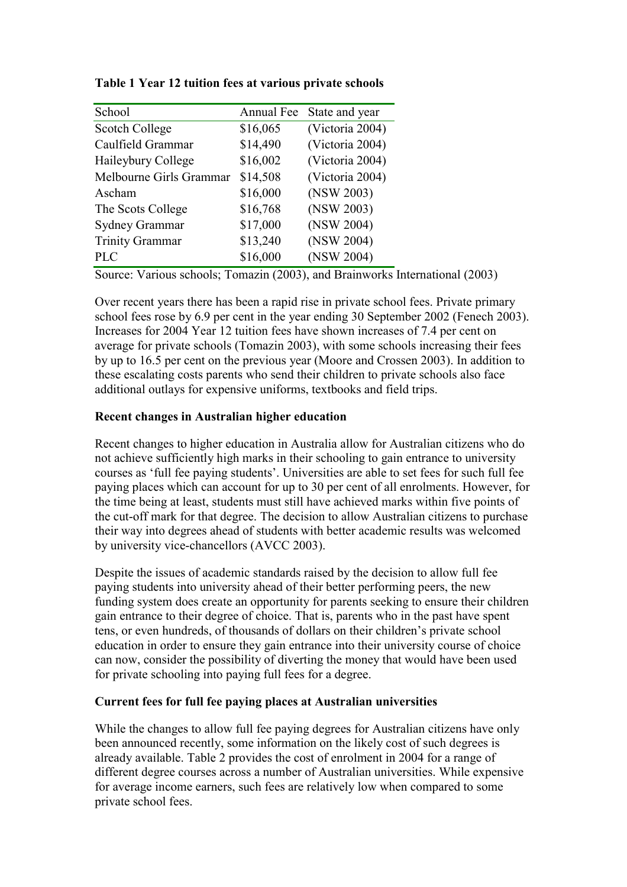**Table 1 Year 12 tuition fees at various private schools**

| School | Annual Fee | State and year |
|---|---|---|
| Scotch College | $16,065 | (Victoria 2004) |
| Caulfield Grammar | $14,490 | (Victoria 2004) |
| Haileybury College | $16,002 | (Victoria 2004) |
| Melbourne Girls Grammar | $14,508 | (Victoria 2004) |
| Ascham | $16,000 | (NSW 2003) |
| The Scots College | $16,768 | (NSW 2003) |
| Sydney Grammar | $17,000 | (NSW 2004) |
| Trinity Grammar | $13,240 | (NSW 2004) |
| PLC | $16,000 | (NSW 2004) |

Source: Various schools; Tomazin (2003), and Brainworks International (2003)

Over recent years there has been a rapid rise in private school fees. Private primary school fees rose by 6.9 per cent in the year ending 30 September 2002 (Fenech 2003). Increases for 2004 Year 12 tuition fees have shown increases of 7.4 per cent on average for private schools (Tomazin 2003), with some schools increasing their fees by up to 16.5 per cent on the previous year (Moore and Crossen 2003). In addition to these escalating costs parents who send their children to private schools also face additional outlays for expensive uniforms, textbooks and field trips.

**Recent changes in Australian higher education**

Recent changes to higher education in Australia allow for Australian citizens who do not achieve sufficiently high marks in their schooling to gain entrance to university courses as 'full fee paying students'. Universities are able to set fees for such full fee paying places which can account for up to 30 per cent of all enrolments. However, for the time being at least, students must still have achieved marks within five points of the cut-off mark for that degree. The decision to allow Australian citizens to purchase their way into degrees ahead of students with better academic results was welcomed by university vice-chancellors (AVCC 2003).

Despite the issues of academic standards raised by the decision to allow full fee paying students into university ahead of their better performing peers, the new funding system does create an opportunity for parents seeking to ensure their children gain entrance to their degree of choice. That is, parents who in the past have spent tens, or even hundreds, of thousands of dollars on their children's private school education in order to ensure they gain entrance into their university course of choice can now, consider the possibility of diverting the money that would have been used for private schooling into paying full fees for a degree.

**Current fees for full fee paying places at Australian universities**

While the changes to allow full fee paying degrees for Australian citizens have only been announced recently, some information on the likely cost of such degrees is already available. Table 2 provides the cost of enrolment in 2004 for a range of different degree courses across a number of Australian universities. While expensive for average income earners, such fees are relatively low when compared to some private school fees.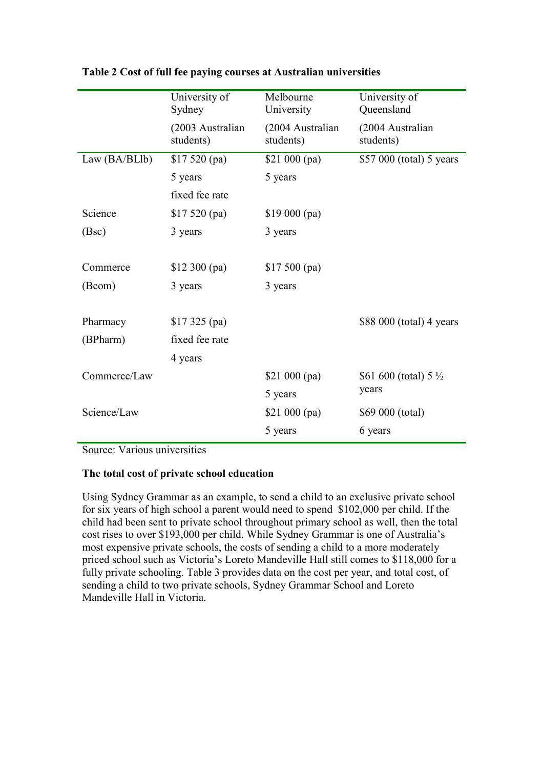**Table 2 Cost of full fee paying courses at Australian universities**

| | University of Sydney (2003 Australian students) | Melbourne University (2004 Australian students) | University of Queensland (2004 Australian students) |
|---|---|---|---|
| Law (BA/BLlb) | $17 520 (pa) 5 years fixed fee rate | $21 000 (pa) 5 years | $57 000 (total) 5 years |
| Science (Bsc) | $17 520 (pa) 3 years | $19 000 (pa) 3 years | |
| Commerce (Bcom) | $12 300 (pa) 3 years | $17 500 (pa) 3 years | |
| Pharmacy (BPharm) | $17 325 (pa) fixed fee rate 4 years | | $88 000 (total) 4 years |
| Commerce/Law | | $21 000 (pa) 5 years | $61 600 (total) 5 ½ years |
| Science/Law | | $21 000 (pa) 5 years | $69 000 (total) 6 years |

Source: Various universities

**The total cost of private school education**

Using Sydney Grammar as an example, to send a child to an exclusive private school for six years of high school a parent would need to spend $102,000 per child. If the child had been sent to private school throughout primary school as well, then the total cost rises to over $193,000 per child. While Sydney Grammar is one of Australia's most expensive private schools, the costs of sending a child to a more moderately priced school such as Victoria's Loreto Mandeville Hall still comes to $118,000 for a fully private schooling. Table 3 provides data on the cost per year, and total cost, of sending a child to two private schools, Sydney Grammar School and Loreto Mandeville Hall in Victoria.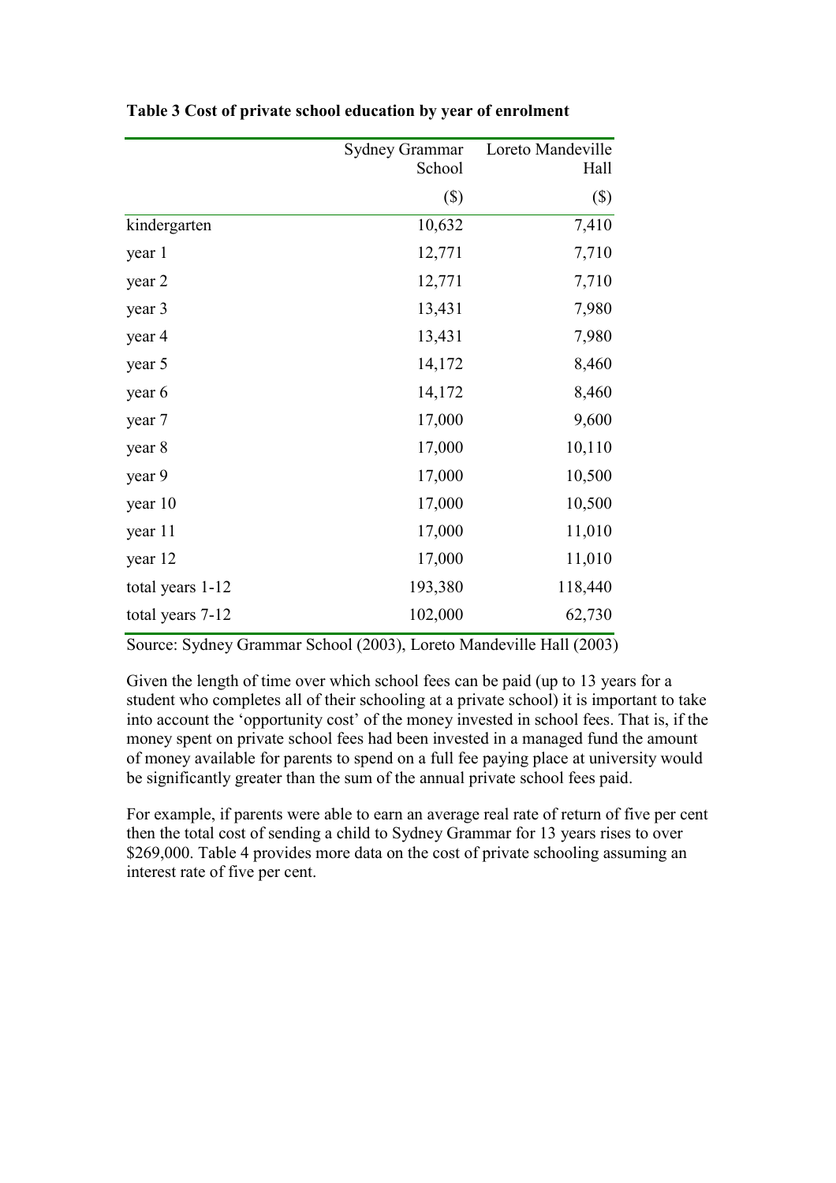**Table 3 Cost of private school education by year of enrolment**

| | Sydney Grammar School | Loreto Mandeville Hall |
|---|---|---|
| | ($) | ($) |
| kindergarten | 10,632 | 7,410 |
| year 1 | 12,771 | 7,710 |
| year 2 | 12,771 | 7,710 |
| year 3 | 13,431 | 7,980 |
| year 4 | 13,431 | 7,980 |
| year 5 | 14,172 | 8,460 |
| year 6 | 14,172 | 8,460 |
| year 7 | 17,000 | 9,600 |
| year 8 | 17,000 | 10,110 |
| year 9 | 17,000 | 10,500 |
| year 10 | 17,000 | 10,500 |
| year 11 | 17,000 | 11,010 |
| year 12 | 17,000 | 11,010 |
| total years 1-12 | 193,380 | 118,440 |
| total years 7-12 | 102,000 | 62,730 |

Source: Sydney Grammar School (2003), Loreto Mandeville Hall (2003)

Given the length of time over which school fees can be paid (up to 13 years for a student who completes all of their schooling at a private school) it is important to take into account the 'opportunity cost' of the money invested in school fees. That is, if the money spent on private school fees had been invested in a managed fund the amount of money available for parents to spend on a full fee paying place at university would be significantly greater than the sum of the annual private school fees paid.

For example, if parents were able to earn an average real rate of return of five per cent then the total cost of sending a child to Sydney Grammar for 13 years rises to over $269,000. Table 4 provides more data on the cost of private schooling assuming an interest rate of five per cent.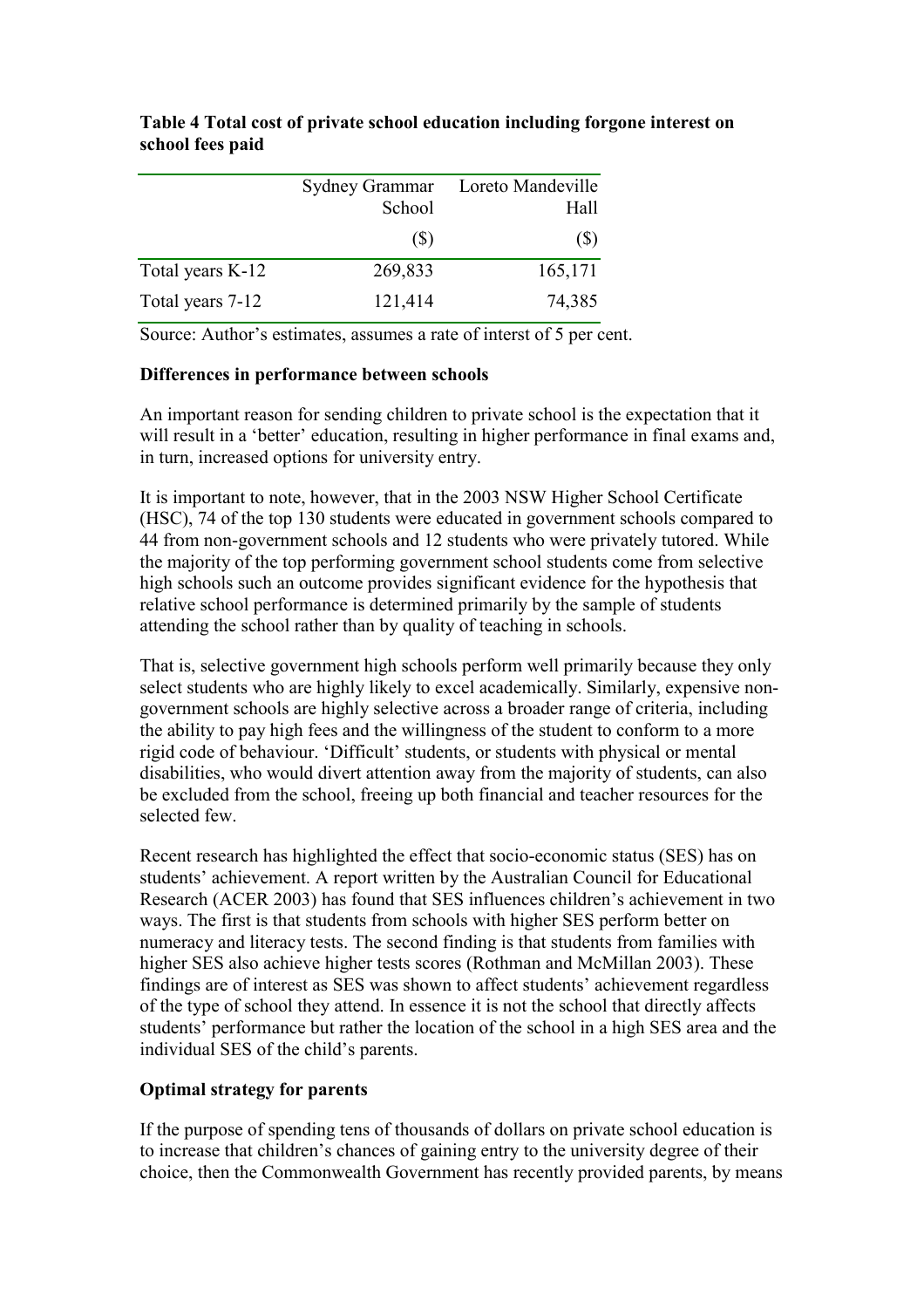**Table 4 Total cost of private school education including forgone interest on school fees paid**

| | Sydney Grammar School | Loreto Mandeville Hall |
|---|---|---|
| | ($) | ($) |
| Total years K-12 | 269,833 | 165,171 |
| Total years 7-12 | 121,414 | 74,385 |

Source: Author's estimates, assumes a rate of interst of 5 per cent.

**Differences in performance between schools**

An important reason for sending children to private school is the expectation that it will result in a 'better' education, resulting in higher performance in final exams and, in turn, increased options for university entry.

It is important to note, however, that in the 2003 NSW Higher School Certificate (HSC), 74 of the top 130 students were educated in government schools compared to 44 from non-government schools and 12 students who were privately tutored. While the majority of the top performing government school students come from selective high schools such an outcome provides significant evidence for the hypothesis that relative school performance is determined primarily by the sample of students attending the school rather than by quality of teaching in schools.

That is, selective government high schools perform well primarily because they only select students who are highly likely to excel academically. Similarly, expensive non-government schools are highly selective across a broader range of criteria, including the ability to pay high fees and the willingness of the student to conform to a more rigid code of behaviour. 'Difficult' students, or students with physical or mental disabilities, who would divert attention away from the majority of students, can also be excluded from the school, freeing up both financial and teacher resources for the selected few.

Recent research has highlighted the effect that socio-economic status (SES) has on students' achievement. A report written by the Australian Council for Educational Research (ACER 2003) has found that SES influences children's achievement in two ways. The first is that students from schools with higher SES perform better on numeracy and literacy tests. The second finding is that students from families with higher SES also achieve higher tests scores (Rothman and McMillan 2003). These findings are of interest as SES was shown to affect students' achievement regardless of the type of school they attend. In essence it is not the school that directly affects students' performance but rather the location of the school in a high SES area and the individual SES of the child's parents.

**Optimal strategy for parents**

If the purpose of spending tens of thousands of dollars on private school education is to increase that children's chances of gaining entry to the university degree of their choice, then the Commonwealth Government has recently provided parents, by means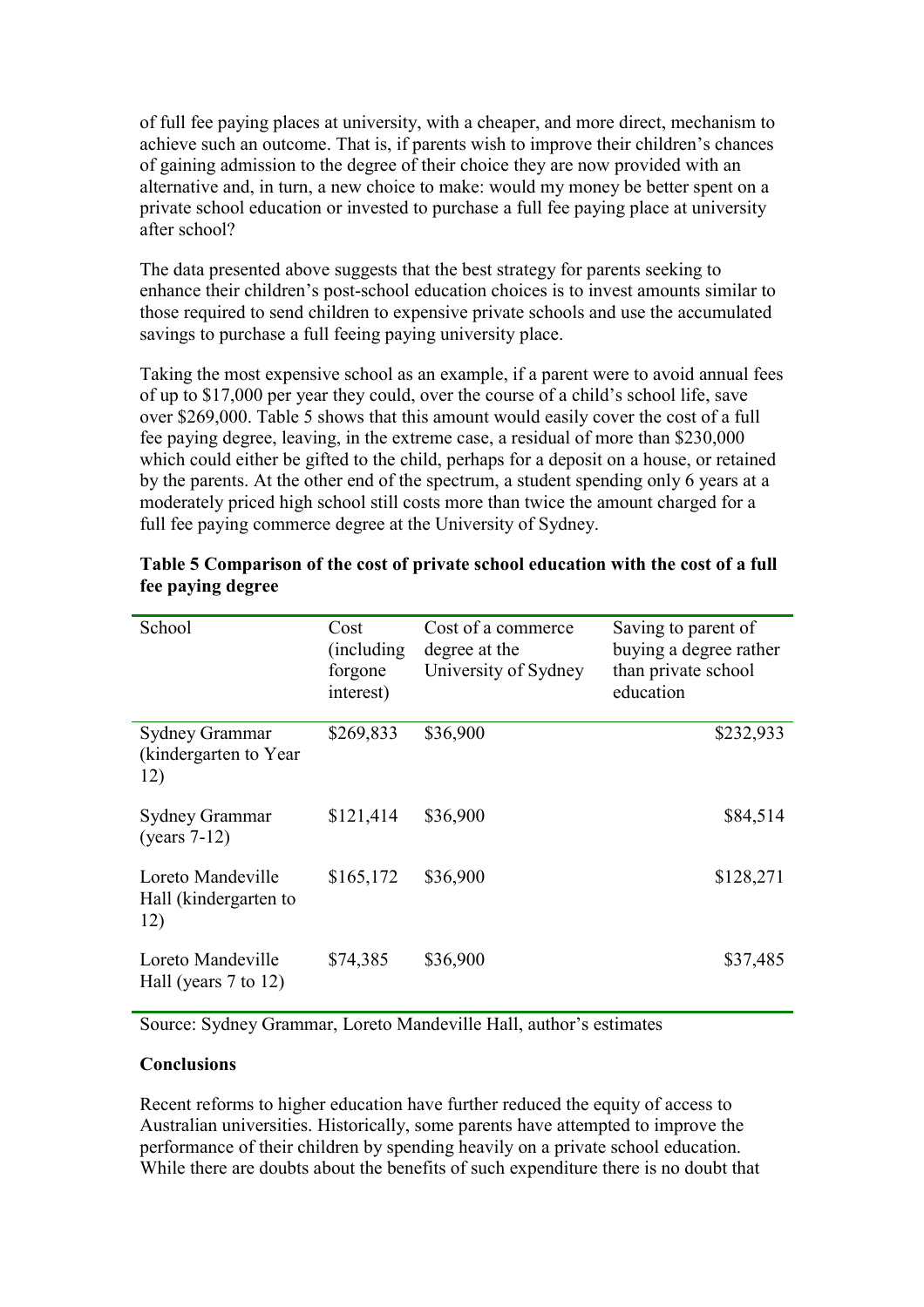of full fee paying places at university, with a cheaper, and more direct, mechanism to achieve such an outcome. That is, if parents wish to improve their children's chances of gaining admission to the degree of their choice they are now provided with an alternative and, in turn, a new choice to make: would my money be better spent on a private school education or invested to purchase a full fee paying place at university after school?

The data presented above suggests that the best strategy for parents seeking to enhance their children's post-school education choices is to invest amounts similar to those required to send children to expensive private schools and use the accumulated savings to purchase a full feeing paying university place.

Taking the most expensive school as an example, if a parent were to avoid annual fees of up to $17,000 per year they could, over the course of a child's school life, save over $269,000. Table 5 shows that this amount would easily cover the cost of a full fee paying degree, leaving, in the extreme case, a residual of more than $230,000 which could either be gifted to the child, perhaps for a deposit on a house, or retained by the parents. At the other end of the spectrum, a student spending only 6 years at a moderately priced high school still costs more than twice the amount charged for a full fee paying commerce degree at the University of Sydney.

**Table 5 Comparison of the cost of private school education with the cost of a full fee paying degree**

| School | Cost (including forgone interest) | Cost of a commerce degree at the University of Sydney | Saving to parent of buying a degree rather than private school education |
|---|---|---|---|
| Sydney Grammar (kindergarten to Year 12) | $269,833 | $36,900 | $232,933 |
| Sydney Grammar (years 7-12) | $121,414 | $36,900 | $84,514 |
| Loreto Mandeville Hall (kindergarten to 12) | $165,172 | $36,900 | $128,271 |
| Loreto Mandeville Hall (years 7 to 12) | $74,385 | $36,900 | $37,485 |

Source: Sydney Grammar, Loreto Mandeville Hall, author's estimates

**Conclusions**

Recent reforms to higher education have further reduced the equity of access to Australian universities. Historically, some parents have attempted to improve the performance of their children by spending heavily on a private school education. While there are doubts about the benefits of such expenditure there is no doubt that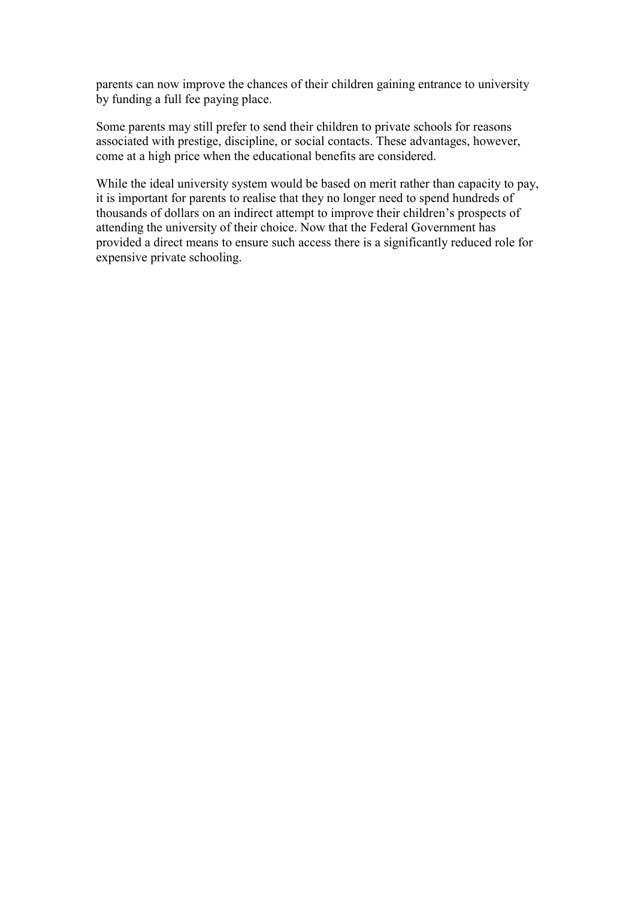parents can now improve the chances of their children gaining entrance to university by funding a full fee paying place.

Some parents may still prefer to send their children to private schools for reasons associated with prestige, discipline, or social contacts. These advantages, however, come at a high price when the educational benefits are considered.

While the ideal university system would be based on merit rather than capacity to pay, it is important for parents to realise that they no longer need to spend hundreds of thousands of dollars on an indirect attempt to improve their children's prospects of attending the university of their choice. Now that the Federal Government has provided a direct means to ensure such access there is a significantly reduced role for expensive private schooling.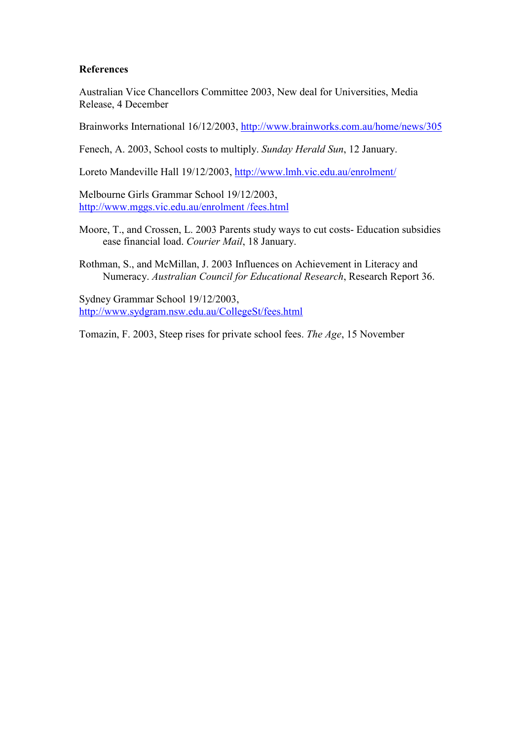**References**

Australian Vice Chancellors Committee 2003, New deal for Universities, Media Release, 4 December

Brainworks International 16/12/2003, http://www.brainworks.com.au/home/news/305

Fenech, A. 2003, School costs to multiply. *Sunday Herald Sun*, 12 January.

Loreto Mandeville Hall 19/12/2003, http://www.lmh.vic.edu.au/enrolment/

Melbourne Girls Grammar School 19/12/2003, http://www.mggs.vic.edu.au/enrolment /fees.html

Moore, T., and Crossen, L. 2003 Parents study ways to cut costs- Education subsidies ease financial load. *Courier Mail*, 18 January.

Rothman, S., and McMillan, J. 2003 Influences on Achievement in Literacy and Numeracy. *Australian Council for Educational Research*, Research Report 36.

Sydney Grammar School 19/12/2003, http://www.sydgram.nsw.edu.au/CollegeSt/fees.html

Tomazin, F. 2003, Steep rises for private school fees. *The Age*, 15 November